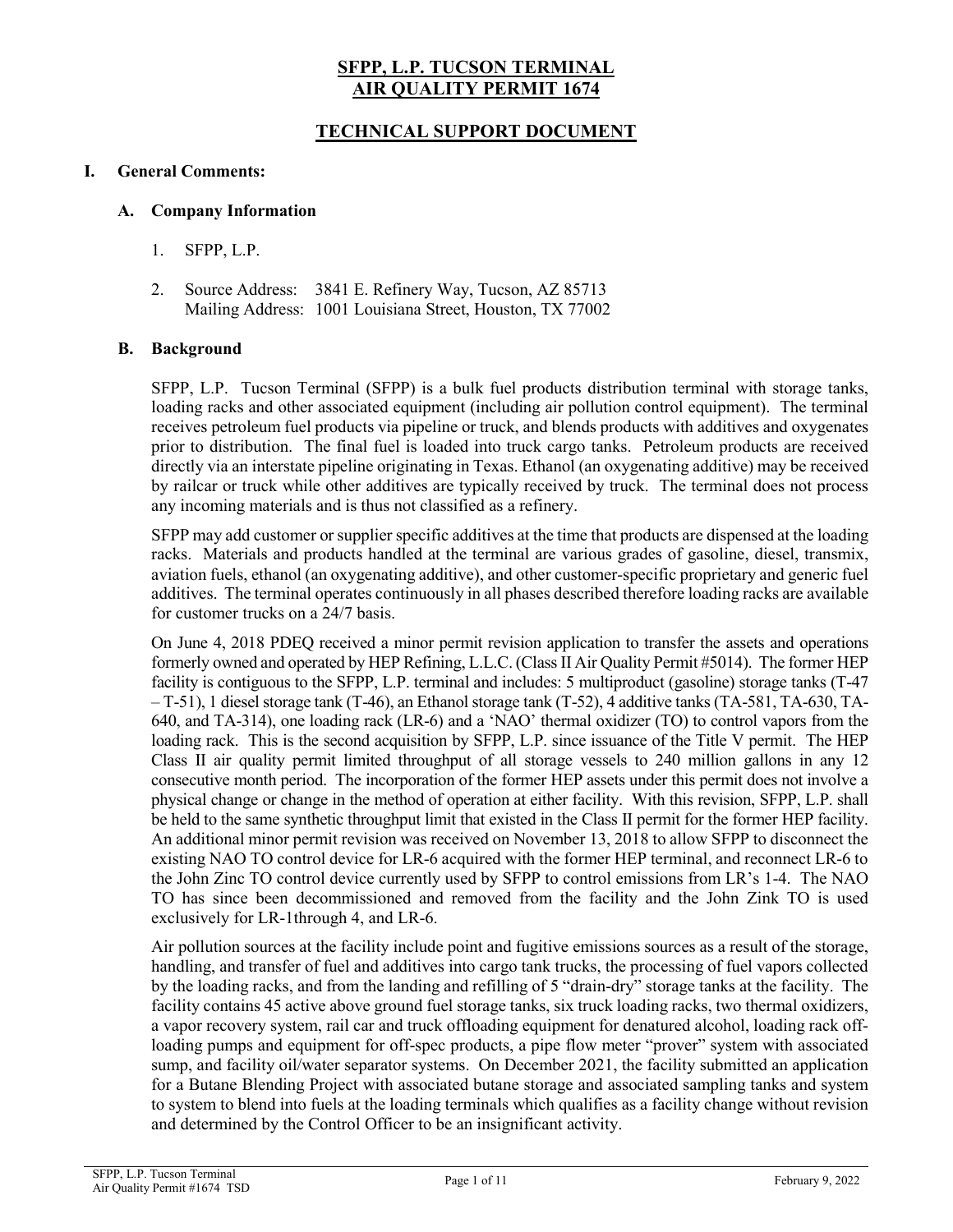# SFPP, L.P. TUCSON TERMINAL
# AIR QUALITY PERMIT 1674

## TECHNICAL SUPPORT DOCUMENT

### I. General Comments:

#### A. Company Information

1. SFPP, L.P.
2. Source Address: 3841 E. Refinery Way, Tucson, AZ 85713
   Mailing Address: 1001 Louisiana Street, Houston, TX 77002

#### B. Background

SFPP, L.P. Tucson Terminal (SFPP) is a bulk fuel products distribution terminal with storage tanks, loading racks and other associated equipment (including air pollution control equipment). The terminal receives petroleum fuel products via pipeline or truck, and blends products with additives and oxygenates prior to distribution. The final fuel is loaded into truck cargo tanks. Petroleum products are received directly via an interstate pipeline originating in Texas. Ethanol (an oxygenating additive) may be received by railcar or truck while other additives are typically received by truck. The terminal does not process any incoming materials and is thus not classified as a refinery.

SFPP may add customer or supplier specific additives at the time that products are dispensed at the loading racks. Materials and products handled at the terminal are various grades of gasoline, diesel, transmix, aviation fuels, ethanol (an oxygenating additive), and other customer-specific proprietary and generic fuel additives. The terminal operates continuously in all phases described therefore loading racks are available for customer trucks on a 24/7 basis.

On June 4, 2018 PDEQ received a minor permit revision application to transfer the assets and operations formerly owned and operated by HEP Refining, L.L.C. (Class II Air Quality Permit #5014). The former HEP facility is contiguous to the SFPP, L.P. terminal and includes: 5 multiproduct (gasoline) storage tanks (T-47 – T-51), 1 diesel storage tank (T-46), an Ethanol storage tank (T-52), 4 additive tanks (TA-581, TA-630, TA-640, and TA-314), one loading rack (LR-6) and a 'NAO' thermal oxidizer (TO) to control vapors from the loading rack. This is the second acquisition by SFPP, L.P. since issuance of the Title V permit. The HEP Class II air quality permit limited throughput of all storage vessels to 240 million gallons in any 12 consecutive month period. The incorporation of the former HEP assets under this permit does not involve a physical change or change in the method of operation at either facility. With this revision, SFPP, L.P. shall be held to the same synthetic throughput limit that existed in the Class II permit for the former HEP facility. An additional minor permit revision was received on November 13, 2018 to allow SFPP to disconnect the existing NAO TO control device for LR-6 acquired with the former HEP terminal, and reconnect LR-6 to the John Zinc TO control device currently used by SFPP to control emissions from LR's 1-4. The NAO TO has since been decommissioned and removed from the facility and the John Zink TO is used exclusively for LR-1through 4, and LR-6.

Air pollution sources at the facility include point and fugitive emissions sources as a result of the storage, handling, and transfer of fuel and additives into cargo tank trucks, the processing of fuel vapors collected by the loading racks, and from the landing and refilling of 5 "drain-dry" storage tanks at the facility. The facility contains 45 active above ground fuel storage tanks, six truck loading racks, two thermal oxidizers, a vapor recovery system, rail car and truck offloading equipment for denatured alcohol, loading rack off-loading pumps and equipment for off-spec products, a pipe flow meter "prover" system with associated sump, and facility oil/water separator systems. On December 2021, the facility submitted an application for a Butane Blending Project with associated butane storage and associated sampling tanks and system to system to blend into fuels at the loading terminals which qualifies as a facility change without revision and determined by the Control Officer to be an insignificant activity.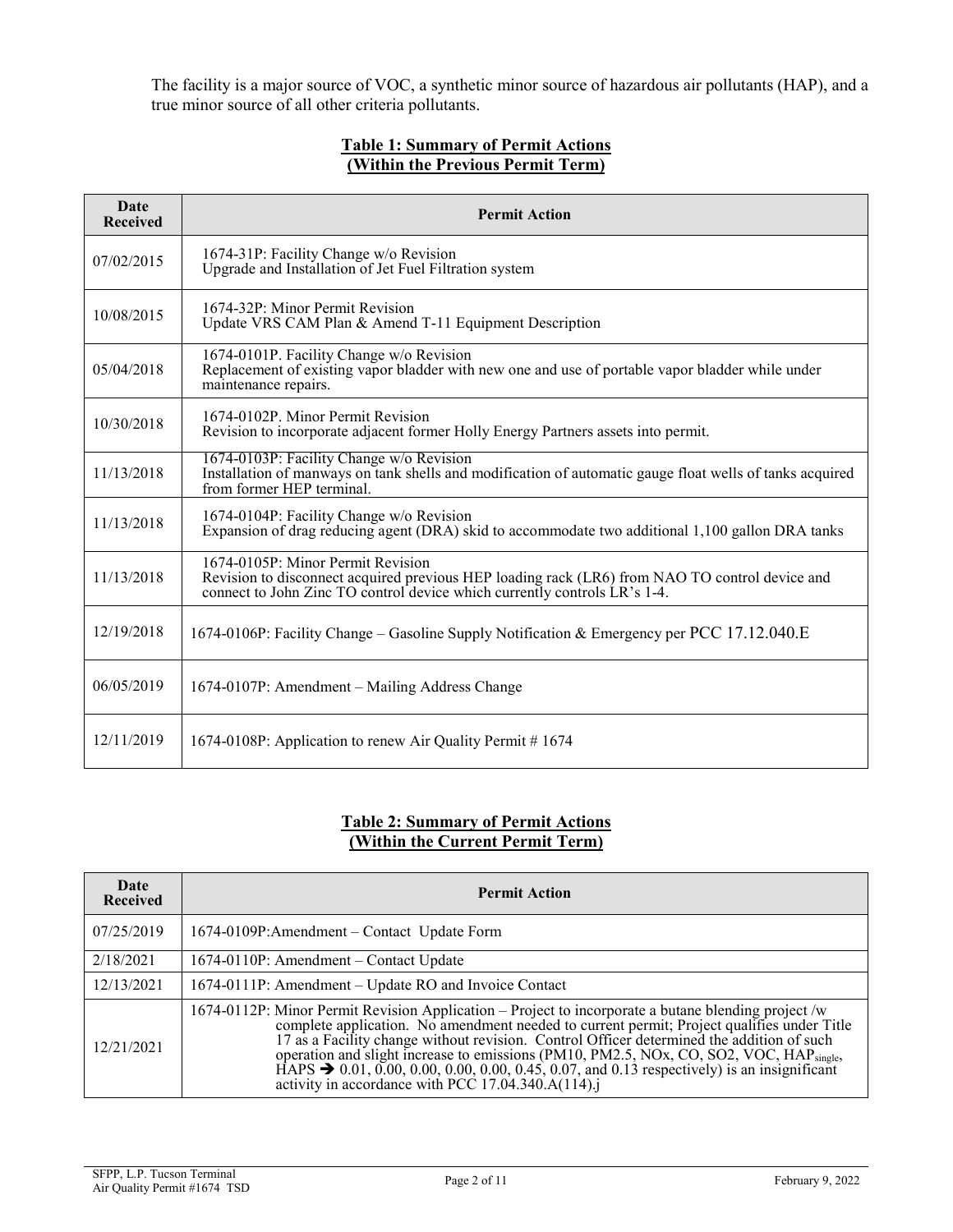The facility is a major source of VOC, a synthetic minor source of hazardous air pollutants (HAP), and a true minor source of all other criteria pollutants.

**Table 1: Summary of Permit Actions (Within the Previous Permit Term)**

| Date Received | Permit Action |
|---|---|
| 07/02/2015 | 1674-31P: Facility Change w/o Revision<br>Upgrade and Installation of Jet Fuel Filtration system |
| 10/08/2015 | 1674-32P: Minor Permit Revision<br>Update VRS CAM Plan & Amend T-11 Equipment Description |
| 05/04/2018 | 1674-0101P. Facility Change w/o Revision<br>Replacement of existing vapor bladder with new one and use of portable vapor bladder while under maintenance repairs. |
| 10/30/2018 | 1674-0102P. Minor Permit Revision<br>Revision to incorporate adjacent former Holly Energy Partners assets into permit. |
| 11/13/2018 | 1674-0103P: Facility Change w/o Revision<br>Installation of manways on tank shells and modification of automatic gauge float wells of tanks acquired from former HEP terminal. |
| 11/13/2018 | 1674-0104P: Facility Change w/o Revision<br>Expansion of drag reducing agent (DRA) skid to accommodate two additional 1,100 gallon DRA tanks |
| 11/13/2018 | 1674-0105P: Minor Permit Revision<br>Revision to disconnect acquired previous HEP loading rack (LR6) from NAO TO control device and connect to John Zinc TO control device which currently controls LR's 1-4. |
| 12/19/2018 | 1674-0106P: Facility Change – Gasoline Supply Notification & Emergency per PCC 17.12.040.E |
| 06/05/2019 | 1674-0107P: Amendment – Mailing Address Change |
| 12/11/2019 | 1674-0108P: Application to renew Air Quality Permit # 1674 |

**Table 2: Summary of Permit Actions (Within the Current Permit Term)**

| Date Received | Permit Action |
|---|---|
| 07/25/2019 | 1674-0109P:Amendment – Contact Update Form |
| 2/18/2021 | 1674-0110P: Amendment – Contact Update |
| 12/13/2021 | 1674-0111P: Amendment – Update RO and Invoice Contact |
| 12/21/2021 | 1674-0112P: Minor Permit Revision Application – Project to incorporate a butane blending project /w complete application. No amendment needed to current permit; Project qualifies under Title 17 as a Facility change without revision. Control Officer determined the addition of such operation and slight increase to emissions (PM10, PM2.5, NOx, CO, SO2, VOC, $HAP_{single}$, HAPS → 0.01, 0.00, 0.00, 0.00, 0.00, 0.45, 0.07, and 0.13 respectively) is an insignificant activity in accordance with PCC 17.04.340.A(114).j |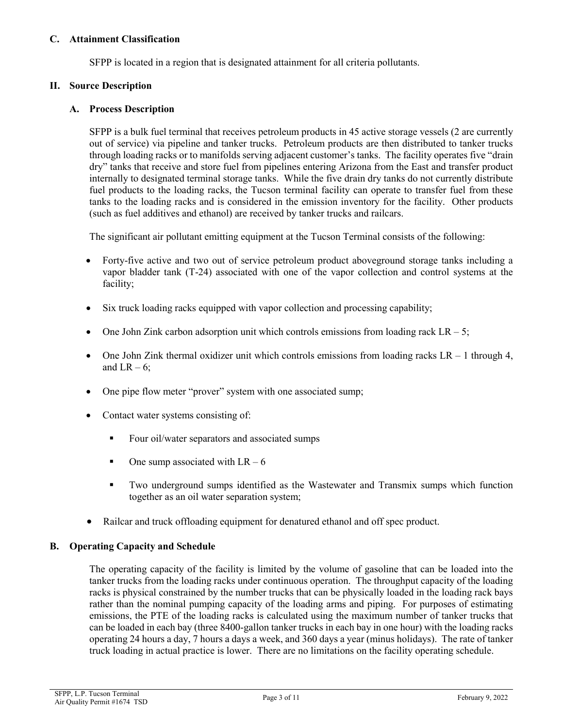### C. Attainment Classification

SFPP is located in a region that is designated attainment for all criteria pollutants.

## II. Source Description

### A. Process Description

SFPP is a bulk fuel terminal that receives petroleum products in 45 active storage vessels (2 are currently out of service) via pipeline and tanker trucks. Petroleum products are then distributed to tanker trucks through loading racks or to manifolds serving adjacent customer's tanks. The facility operates five "drain dry" tanks that receive and store fuel from pipelines entering Arizona from the East and transfer product internally to designated terminal storage tanks. While the five drain dry tanks do not currently distribute fuel products to the loading racks, the Tucson terminal facility can operate to transfer fuel from these tanks to the loading racks and is considered in the emission inventory for the facility. Other products (such as fuel additives and ethanol) are received by tanker trucks and railcars.

The significant air pollutant emitting equipment at the Tucson Terminal consists of the following:

- Forty-five active and two out of service petroleum product aboveground storage tanks including a vapor bladder tank (T-24) associated with one of the vapor collection and control systems at the facility;
- Six truck loading racks equipped with vapor collection and processing capability;
- One John Zink carbon adsorption unit which controls emissions from loading rack LR – 5;
- One John Zink thermal oxidizer unit which controls emissions from loading racks LR – 1 through 4, and LR – 6;
- One pipe flow meter "prover" system with one associated sump;
- Contact water systems consisting of:
  - Four oil/water separators and associated sumps
  - One sump associated with LR – 6
  - Two underground sumps identified as the Wastewater and Transmix sumps which function together as an oil water separation system;
- Railcar and truck offloading equipment for denatured ethanol and off spec product.

### B. Operating Capacity and Schedule

The operating capacity of the facility is limited by the volume of gasoline that can be loaded into the tanker trucks from the loading racks under continuous operation. The throughput capacity of the loading racks is physical constrained by the number trucks that can be physically loaded in the loading rack bays rather than the nominal pumping capacity of the loading arms and piping. For purposes of estimating emissions, the PTE of the loading racks is calculated using the maximum number of tanker trucks that can be loaded in each bay (three 8400-gallon tanker trucks in each bay in one hour) with the loading racks operating 24 hours a day, 7 hours a days a week, and 360 days a year (minus holidays). The rate of tanker truck loading in actual practice is lower. There are no limitations on the facility operating schedule.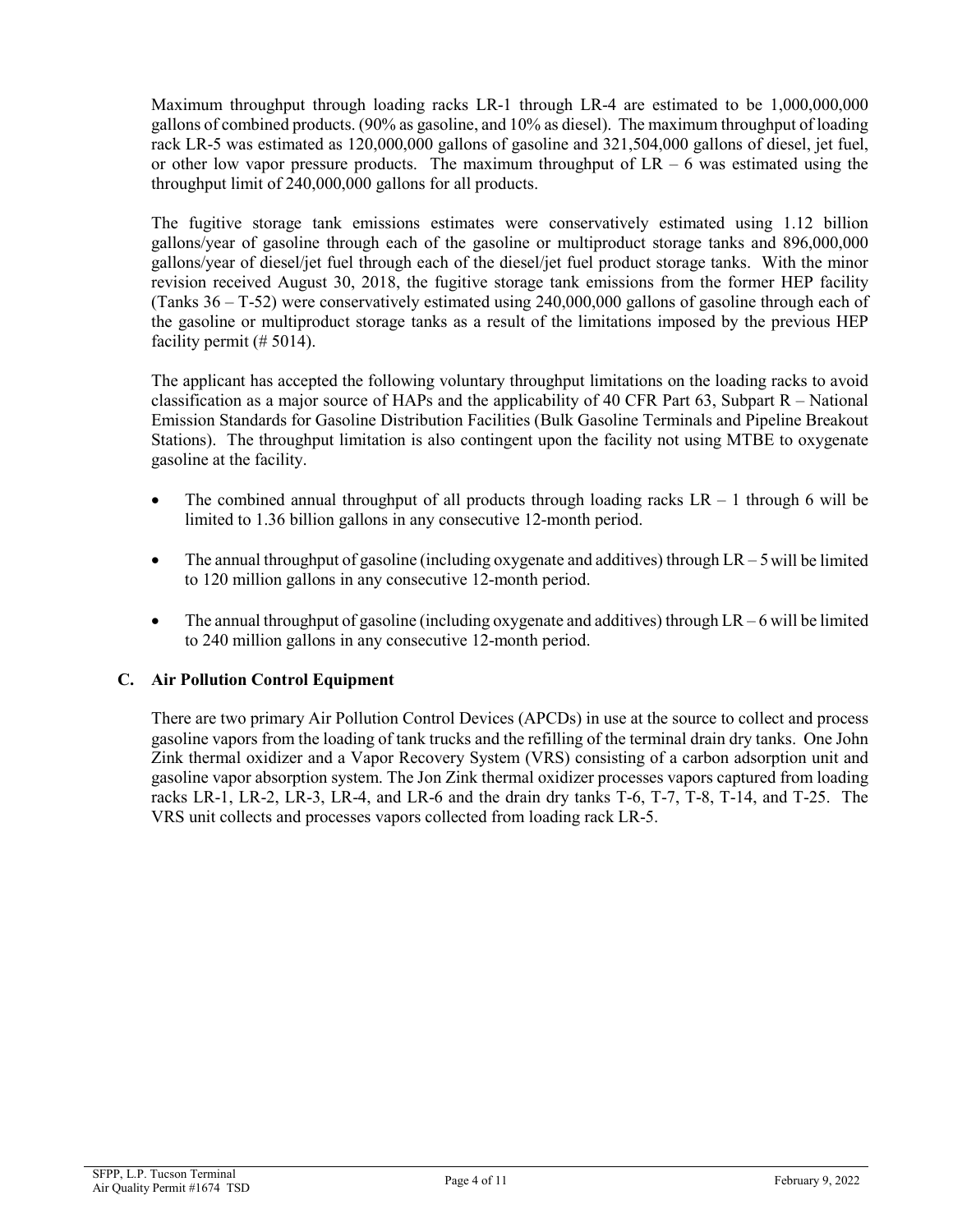Maximum throughput through loading racks LR-1 through LR-4 are estimated to be 1,000,000,000 gallons of combined products. (90% as gasoline, and 10% as diesel). The maximum throughput of loading rack LR-5 was estimated as 120,000,000 gallons of gasoline and 321,504,000 gallons of diesel, jet fuel, or other low vapor pressure products. The maximum throughput of LR – 6 was estimated using the throughput limit of 240,000,000 gallons for all products.

The fugitive storage tank emissions estimates were conservatively estimated using 1.12 billion gallons/year of gasoline through each of the gasoline or multiproduct storage tanks and 896,000,000 gallons/year of diesel/jet fuel through each of the diesel/jet fuel product storage tanks. With the minor revision received August 30, 2018, the fugitive storage tank emissions from the former HEP facility (Tanks 36 – T-52) were conservatively estimated using 240,000,000 gallons of gasoline through each of the gasoline or multiproduct storage tanks as a result of the limitations imposed by the previous HEP facility permit (# 5014).

The applicant has accepted the following voluntary throughput limitations on the loading racks to avoid classification as a major source of HAPs and the applicability of 40 CFR Part 63, Subpart R – National Emission Standards for Gasoline Distribution Facilities (Bulk Gasoline Terminals and Pipeline Breakout Stations). The throughput limitation is also contingent upon the facility not using MTBE to oxygenate gasoline at the facility.

- The combined annual throughput of all products through loading racks LR – 1 through 6 will be limited to 1.36 billion gallons in any consecutive 12-month period.
- The annual throughput of gasoline (including oxygenate and additives) through LR – 5 will be limited to 120 million gallons in any consecutive 12-month period.
- The annual throughput of gasoline (including oxygenate and additives) through LR – 6 will be limited to 240 million gallons in any consecutive 12-month period.

### C. Air Pollution Control Equipment

There are two primary Air Pollution Control Devices (APCDs) in use at the source to collect and process gasoline vapors from the loading of tank trucks and the refilling of the terminal drain dry tanks. One John Zink thermal oxidizer and a Vapor Recovery System (VRS) consisting of a carbon adsorption unit and gasoline vapor absorption system. The Jon Zink thermal oxidizer processes vapors captured from loading racks LR-1, LR-2, LR-3, LR-4, and LR-6 and the drain dry tanks T-6, T-7, T-8, T-14, and T-25. The VRS unit collects and processes vapors collected from loading rack LR-5.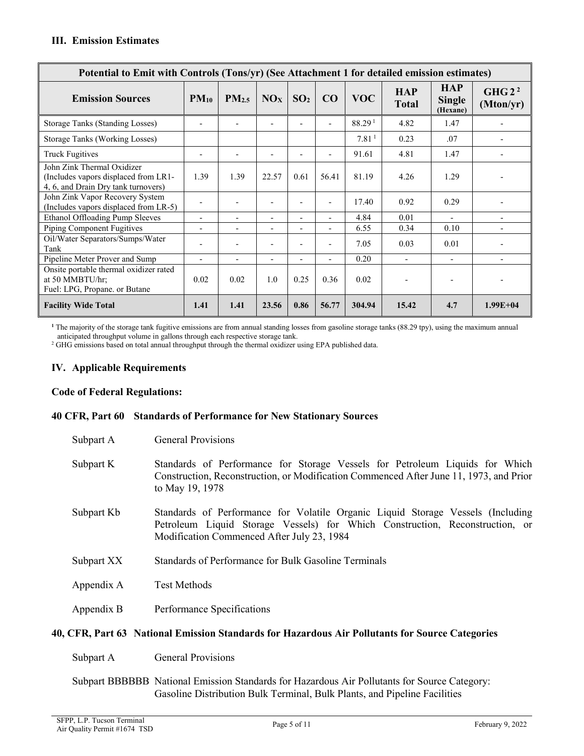### III. Emission Estimates

| Potential to Emit with Controls (Tons/yr) (See Attachment 1 for detailed emission estimates) | | | | | | | | | |
|---|---|---|---|---|---|---|---|---|---|
| **Emission Sources** | **$PM_{10}$** | **$PM_{2.5}$** | **$NO_X$** | **$SO_2$** | **CO** | **VOC** | **HAP Total** | **HAP Single (Hexane)** | **GHG 2 [2] (Mton/yr)** |
| Storage Tanks (Standing Losses) | - | - | - | - | - | 88.29 [1] | 4.82 | 1.47 | - |
| Storage Tanks (Working Losses) | | | | | | 7.81 [1] | 0.23 | .07 | - |
| Truck Fugitives | - | - | - | - | - | 91.61 | 4.81 | 1.47 | - |
| John Zink Thermal Oxidizer (Includes vapors displaced from LR1-4, 6, and Drain Dry tank turnovers) | 1.39 | 1.39 | 22.57 | 0.61 | 56.41 | 81.19 | 4.26 | 1.29 | - |
| John Zink Vapor Recovery System (Includes vapors displaced from LR-5) | - | - | - | - | - | 17.40 | 0.92 | 0.29 | - |
| Ethanol Offloading Pump Sleeves | - | - | - | - | - | 4.84 | 0.01 | - | - |
| Piping Component Fugitives | - | - | - | - | - | 6.55 | 0.34 | 0.10 | - |
| Oil/Water Separators/Sumps/Water Tank | - | - | - | - | - | 7.05 | 0.03 | 0.01 | - |
| Pipeline Meter Prover and Sump | - | - | - | - | - | 0.20 | - | - | - |
| Onsite portable thermal oxidizer rated at 50 MMBTU/hr; Fuel: LPG, Propane. or Butane | 0.02 | 0.02 | 1.0 | 0.25 | 0.36 | 0.02 | - | - | - |
| **Facility Wide Total** | **1.41** | **1.41** | **23.56** | **0.86** | **56.77** | **304.94** | **15.42** | **4.7** | **1.99E+04** |

[1] The majority of the storage tank fugitive emissions are from annual standing losses from gasoline storage tanks (88.29 tpy), using the maximum annual anticipated throughput volume in gallons through each respective storage tank.
[2] GHG emissions based on total annual throughput through the thermal oxidizer using EPA published data.

### IV. Applicable Requirements

**Code of Federal Regulations:**

**40 CFR, Part 60 Standards of Performance for New Stationary Sources**

- Subpart A — General Provisions
- Subpart K — Standards of Performance for Storage Vessels for Petroleum Liquids for Which Construction, Reconstruction, or Modification Commenced After June 11, 1973, and Prior to May 19, 1978
- Subpart Kb — Standards of Performance for Volatile Organic Liquid Storage Vessels (Including Petroleum Liquid Storage Vessels) for Which Construction, Reconstruction, or Modification Commenced After July 23, 1984
- Subpart XX — Standards of Performance for Bulk Gasoline Terminals
- Appendix A — Test Methods
- Appendix B — Performance Specifications

**40, CFR, Part 63 National Emission Standards for Hazardous Air Pollutants for Source Categories**

- Subpart A — General Provisions
- Subpart BBBBBB — National Emission Standards for Hazardous Air Pollutants for Source Category: Gasoline Distribution Bulk Terminal, Bulk Plants, and Pipeline Facilities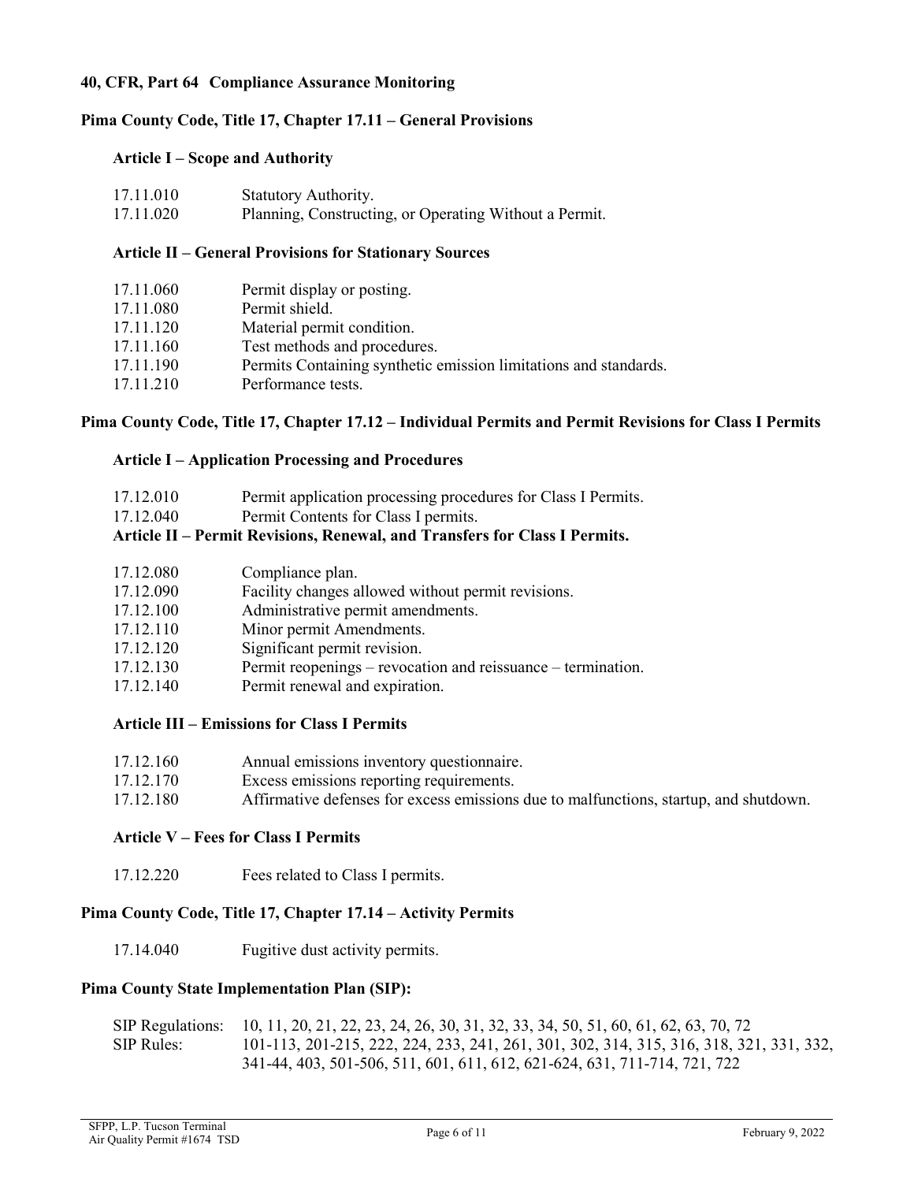**40, CFR, Part 64 Compliance Assurance Monitoring**

**Pima County Code, Title 17, Chapter 17.11 – General Provisions**

**Article I – Scope and Authority**

| | |
|---|---|
| 17.11.010 | Statutory Authority. |
| 17.11.020 | Planning, Constructing, or Operating Without a Permit. |

**Article II – General Provisions for Stationary Sources**

| | |
|---|---|
| 17.11.060 | Permit display or posting. |
| 17.11.080 | Permit shield. |
| 17.11.120 | Material permit condition. |
| 17.11.160 | Test methods and procedures. |
| 17.11.190 | Permits Containing synthetic emission limitations and standards. |
| 17.11.210 | Performance tests. |

**Pima County Code, Title 17, Chapter 17.12 – Individual Permits and Permit Revisions for Class I Permits**

**Article I – Application Processing and Procedures**

| | |
|---|---|
| 17.12.010 | Permit application processing procedures for Class I Permits. |
| 17.12.040 | Permit Contents for Class I permits. |

**Article II – Permit Revisions, Renewal, and Transfers for Class I Permits.**

| | |
|---|---|
| 17.12.080 | Compliance plan. |
| 17.12.090 | Facility changes allowed without permit revisions. |
| 17.12.100 | Administrative permit amendments. |
| 17.12.110 | Minor permit Amendments. |
| 17.12.120 | Significant permit revision. |
| 17.12.130 | Permit reopenings – revocation and reissuance – termination. |
| 17.12.140 | Permit renewal and expiration. |

**Article III – Emissions for Class I Permits**

| | |
|---|---|
| 17.12.160 | Annual emissions inventory questionnaire. |
| 17.12.170 | Excess emissions reporting requirements. |
| 17.12.180 | Affirmative defenses for excess emissions due to malfunctions, startup, and shutdown. |

**Article V – Fees for Class I Permits**

| | |
|---|---|
| 17.12.220 | Fees related to Class I permits. |

**Pima County Code, Title 17, Chapter 17.14 – Activity Permits**

| | |
|---|---|
| 17.14.040 | Fugitive dust activity permits. |

**Pima County State Implementation Plan (SIP):**

| | |
|---|---|
| SIP Regulations: | 10, 11, 20, 21, 22, 23, 24, 26, 30, 31, 32, 33, 34, 50, 51, 60, 61, 62, 63, 70, 72 |
| SIP Rules: | 101-113, 201-215, 222, 224, 233, 241, 261, 301, 302, 314, 315, 316, 318, 321, 331, 332, 341-44, 403, 501-506, 511, 601, 611, 612, 621-624, 631, 711-714, 721, 722 |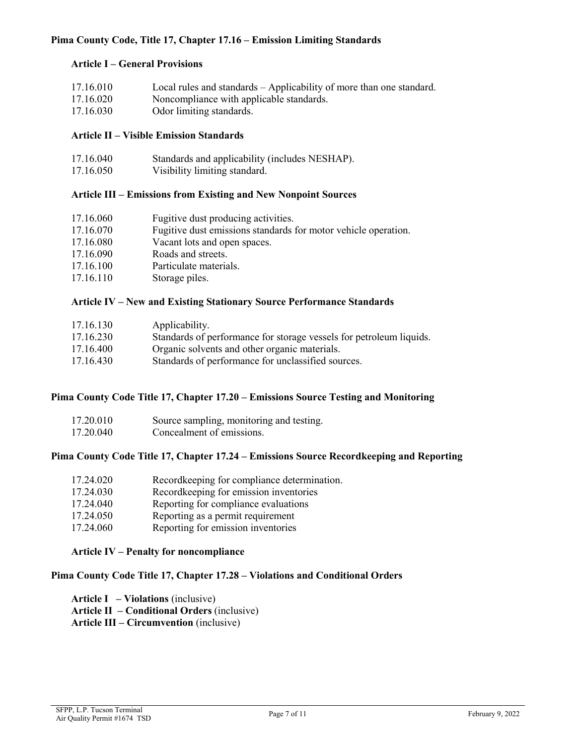**Pima County Code, Title 17, Chapter 17.16 – Emission Limiting Standards**

**Article I – General Provisions**

| | |
|---|---|
| 17.16.010 | Local rules and standards – Applicability of more than one standard. |
| 17.16.020 | Noncompliance with applicable standards. |
| 17.16.030 | Odor limiting standards. |

**Article II – Visible Emission Standards**

| | |
|---|---|
| 17.16.040 | Standards and applicability (includes NESHAP). |
| 17.16.050 | Visibility limiting standard. |

**Article III – Emissions from Existing and New Nonpoint Sources**

| | |
|---|---|
| 17.16.060 | Fugitive dust producing activities. |
| 17.16.070 | Fugitive dust emissions standards for motor vehicle operation. |
| 17.16.080 | Vacant lots and open spaces. |
| 17.16.090 | Roads and streets. |
| 17.16.100 | Particulate materials. |
| 17.16.110 | Storage piles. |

**Article IV – New and Existing Stationary Source Performance Standards**

| | |
|---|---|
| 17.16.130 | Applicability. |
| 17.16.230 | Standards of performance for storage vessels for petroleum liquids. |
| 17.16.400 | Organic solvents and other organic materials. |
| 17.16.430 | Standards of performance for unclassified sources. |

**Pima County Code Title 17, Chapter 17.20 – Emissions Source Testing and Monitoring**

| | |
|---|---|
| 17.20.010 | Source sampling, monitoring and testing. |
| 17.20.040 | Concealment of emissions. |

**Pima County Code Title 17, Chapter 17.24 – Emissions Source Recordkeeping and Reporting**

| | |
|---|---|
| 17.24.020 | Recordkeeping for compliance determination. |
| 17.24.030 | Recordkeeping for emission inventories |
| 17.24.040 | Reporting for compliance evaluations |
| 17.24.050 | Reporting as a permit requirement |
| 17.24.060 | Reporting for emission inventories |

**Article IV – Penalty for noncompliance**

**Pima County Code Title 17, Chapter 17.28 – Violations and Conditional Orders**

**Article I – Violations** (inclusive)
**Article II – Conditional Orders** (inclusive)
**Article III – Circumvention** (inclusive)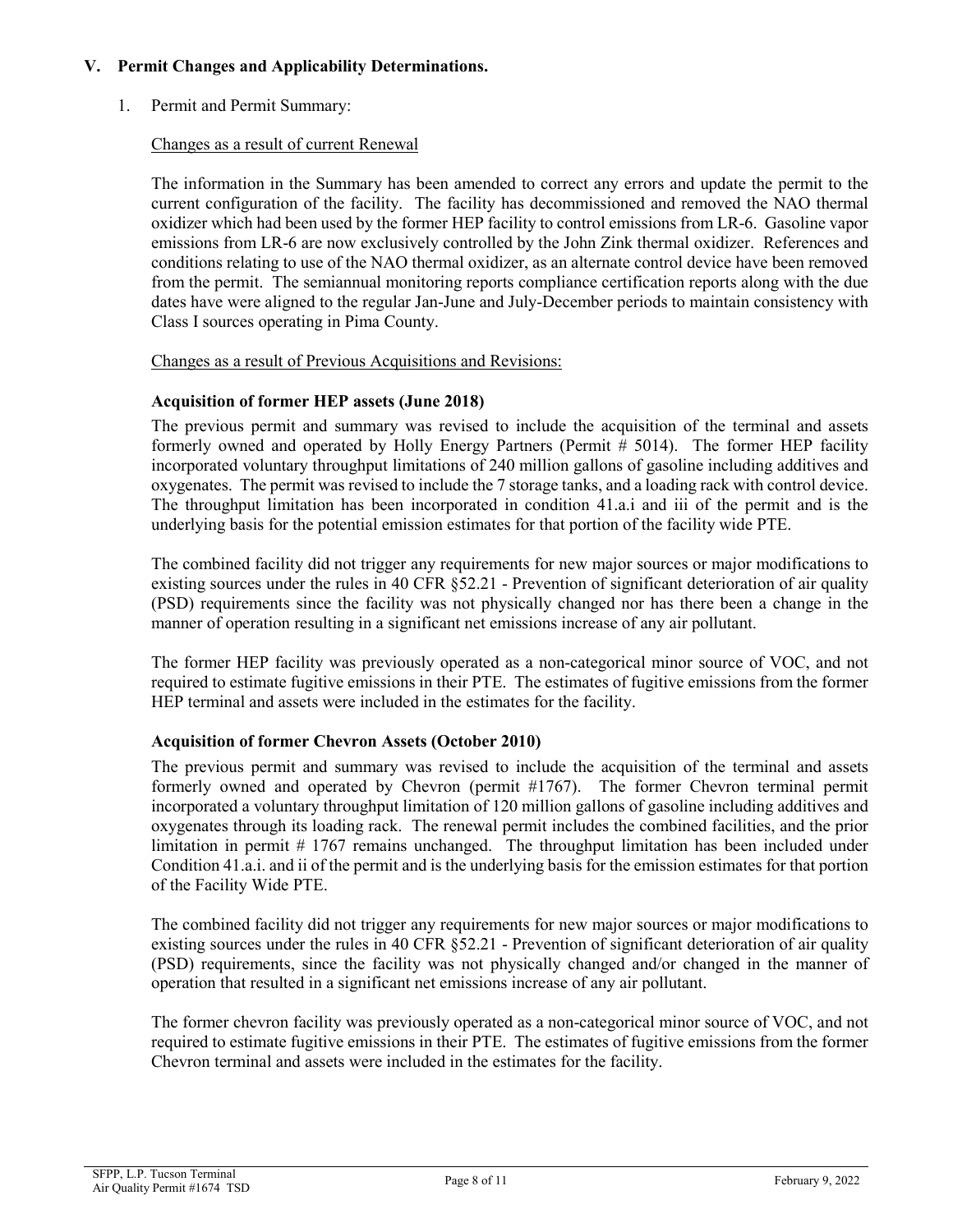## V. Permit Changes and Applicability Determinations.

1. Permit and Permit Summary:

<u>Changes as a result of current Renewal</u>

The information in the Summary has been amended to correct any errors and update the permit to the current configuration of the facility. The facility has decommissioned and removed the NAO thermal oxidizer which had been used by the former HEP facility to control emissions from LR-6. Gasoline vapor emissions from LR-6 are now exclusively controlled by the John Zink thermal oxidizer. References and conditions relating to use of the NAO thermal oxidizer, as an alternate control device have been removed from the permit. The semiannual monitoring reports compliance certification reports along with the due dates have were aligned to the regular Jan-June and July-December periods to maintain consistency with Class I sources operating in Pima County.

<u>Changes as a result of Previous Acquisitions and Revisions:</u>

**Acquisition of former HEP assets (June 2018)**

The previous permit and summary was revised to include the acquisition of the terminal and assets formerly owned and operated by Holly Energy Partners (Permit # 5014). The former HEP facility incorporated voluntary throughput limitations of 240 million gallons of gasoline including additives and oxygenates. The permit was revised to include the 7 storage tanks, and a loading rack with control device. The throughput limitation has been incorporated in condition 41.a.i and iii of the permit and is the underlying basis for the potential emission estimates for that portion of the facility wide PTE.

The combined facility did not trigger any requirements for new major sources or major modifications to existing sources under the rules in 40 CFR §52.21 - Prevention of significant deterioration of air quality (PSD) requirements since the facility was not physically changed nor has there been a change in the manner of operation resulting in a significant net emissions increase of any air pollutant.

The former HEP facility was previously operated as a non-categorical minor source of VOC, and not required to estimate fugitive emissions in their PTE. The estimates of fugitive emissions from the former HEP terminal and assets were included in the estimates for the facility.

**Acquisition of former Chevron Assets (October 2010)**

The previous permit and summary was revised to include the acquisition of the terminal and assets formerly owned and operated by Chevron (permit #1767). The former Chevron terminal permit incorporated a voluntary throughput limitation of 120 million gallons of gasoline including additives and oxygenates through its loading rack. The renewal permit includes the combined facilities, and the prior limitation in permit # 1767 remains unchanged. The throughput limitation has been included under Condition 41.a.i. and ii of the permit and is the underlying basis for the emission estimates for that portion of the Facility Wide PTE.

The combined facility did not trigger any requirements for new major sources or major modifications to existing sources under the rules in 40 CFR §52.21 - Prevention of significant deterioration of air quality (PSD) requirements, since the facility was not physically changed and/or changed in the manner of operation that resulted in a significant net emissions increase of any air pollutant.

The former chevron facility was previously operated as a non-categorical minor source of VOC, and not required to estimate fugitive emissions in their PTE. The estimates of fugitive emissions from the former Chevron terminal and assets were included in the estimates for the facility.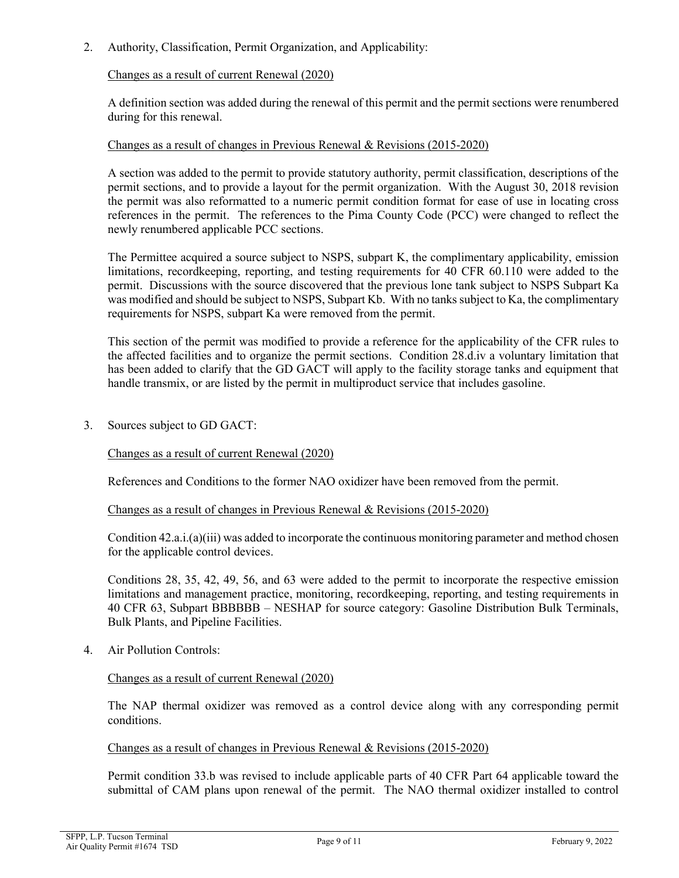2. Authority, Classification, Permit Organization, and Applicability:

   Changes as a result of current Renewal (2020)

   A definition section was added during the renewal of this permit and the permit sections were renumbered during for this renewal.

   Changes as a result of changes in Previous Renewal & Revisions (2015-2020)

   A section was added to the permit to provide statutory authority, permit classification, descriptions of the permit sections, and to provide a layout for the permit organization. With the August 30, 2018 revision the permit was also reformatted to a numeric permit condition format for ease of use in locating cross references in the permit. The references to the Pima County Code (PCC) were changed to reflect the newly renumbered applicable PCC sections.

   The Permittee acquired a source subject to NSPS, subpart K, the complimentary applicability, emission limitations, recordkeeping, reporting, and testing requirements for 40 CFR 60.110 were added to the permit. Discussions with the source discovered that the previous lone tank subject to NSPS Subpart Ka was modified and should be subject to NSPS, Subpart Kb. With no tanks subject to Ka, the complimentary requirements for NSPS, subpart Ka were removed from the permit.

   This section of the permit was modified to provide a reference for the applicability of the CFR rules to the affected facilities and to organize the permit sections. Condition 28.d.iv a voluntary limitation that has been added to clarify that the GD GACT will apply to the facility storage tanks and equipment that handle transmix, or are listed by the permit in multiproduct service that includes gasoline.

3. Sources subject to GD GACT:

   Changes as a result of current Renewal (2020)

   References and Conditions to the former NAO oxidizer have been removed from the permit.

   Changes as a result of changes in Previous Renewal & Revisions (2015-2020)

   Condition 42.a.i.(a)(iii) was added to incorporate the continuous monitoring parameter and method chosen for the applicable control devices.

   Conditions 28, 35, 42, 49, 56, and 63 were added to the permit to incorporate the respective emission limitations and management practice, monitoring, recordkeeping, reporting, and testing requirements in 40 CFR 63, Subpart BBBBBB – NESHAP for source category: Gasoline Distribution Bulk Terminals, Bulk Plants, and Pipeline Facilities.

4. Air Pollution Controls:

   Changes as a result of current Renewal (2020)

   The NAP thermal oxidizer was removed as a control device along with any corresponding permit conditions.

   Changes as a result of changes in Previous Renewal & Revisions (2015-2020)

   Permit condition 33.b was revised to include applicable parts of 40 CFR Part 64 applicable toward the submittal of CAM plans upon renewal of the permit. The NAO thermal oxidizer installed to control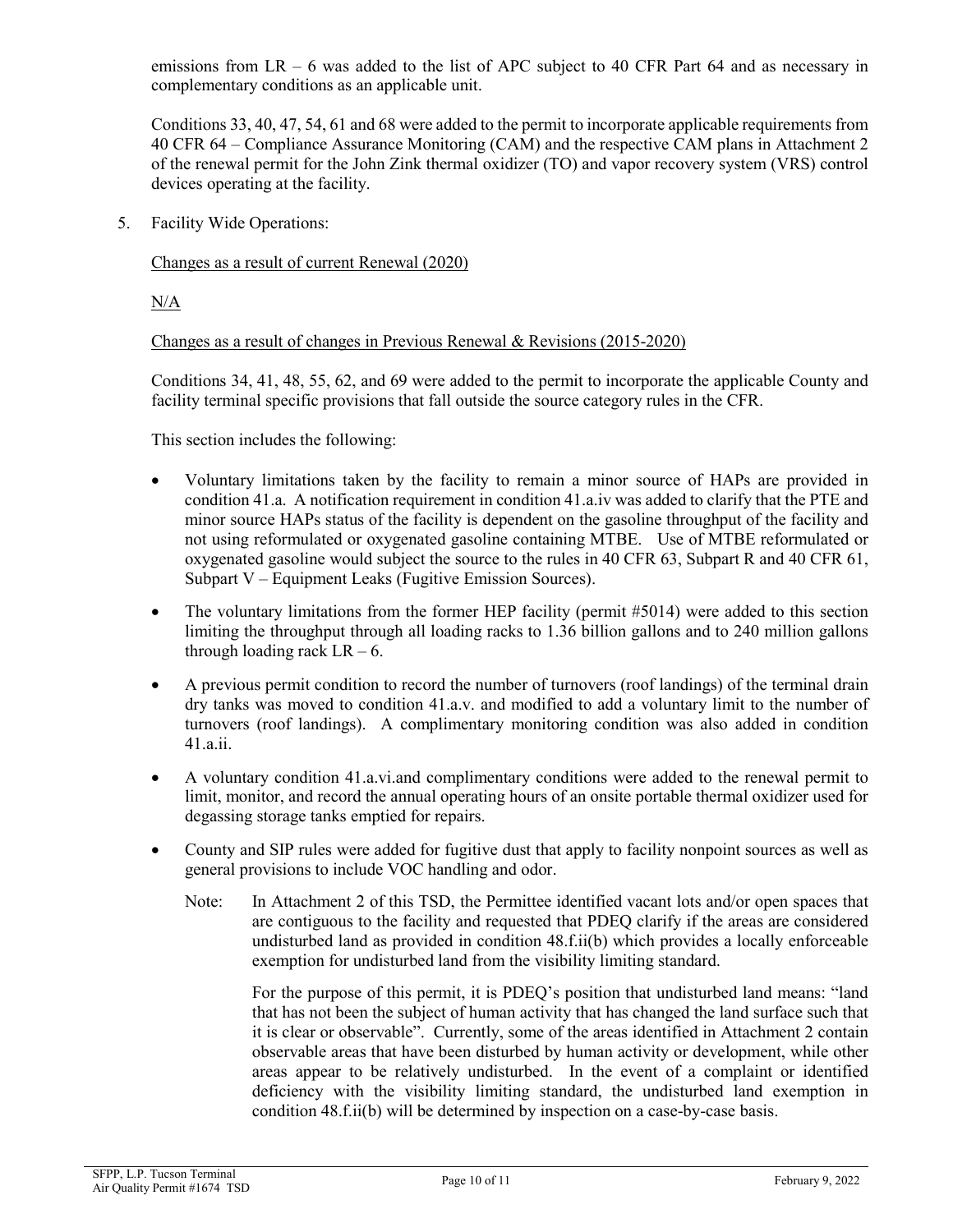emissions from LR – 6 was added to the list of APC subject to 40 CFR Part 64 and as necessary in complementary conditions as an applicable unit.

Conditions 33, 40, 47, 54, 61 and 68 were added to the permit to incorporate applicable requirements from 40 CFR 64 – Compliance Assurance Monitoring (CAM) and the respective CAM plans in Attachment 2 of the renewal permit for the John Zink thermal oxidizer (TO) and vapor recovery system (VRS) control devices operating at the facility.

5. Facility Wide Operations:

   Changes as a result of current Renewal (2020)

   N/A

   Changes as a result of changes in Previous Renewal & Revisions (2015-2020)

   Conditions 34, 41, 48, 55, 62, and 69 were added to the permit to incorporate the applicable County and facility terminal specific provisions that fall outside the source category rules in the CFR.

   This section includes the following:

   - Voluntary limitations taken by the facility to remain a minor source of HAPs are provided in condition 41.a. A notification requirement in condition 41.a.iv was added to clarify that the PTE and minor source HAPs status of the facility is dependent on the gasoline throughput of the facility and not using reformulated or oxygenated gasoline containing MTBE. Use of MTBE reformulated or oxygenated gasoline would subject the source to the rules in 40 CFR 63, Subpart R and 40 CFR 61, Subpart V – Equipment Leaks (Fugitive Emission Sources).
   - The voluntary limitations from the former HEP facility (permit #5014) were added to this section limiting the throughput through all loading racks to 1.36 billion gallons and to 240 million gallons through loading rack LR – 6.
   - A previous permit condition to record the number of turnovers (roof landings) of the terminal drain dry tanks was moved to condition 41.a.v. and modified to add a voluntary limit to the number of turnovers (roof landings). A complimentary monitoring condition was also added in condition 41.a.ii.
   - A voluntary condition 41.a.vi.and complimentary conditions were added to the renewal permit to limit, monitor, and record the annual operating hours of an onsite portable thermal oxidizer used for degassing storage tanks emptied for repairs.
   - County and SIP rules were added for fugitive dust that apply to facility nonpoint sources as well as general provisions to include VOC handling and odor.

     Note: In Attachment 2 of this TSD, the Permittee identified vacant lots and/or open spaces that are contiguous to the facility and requested that PDEQ clarify if the areas are considered undisturbed land as provided in condition 48.f.ii(b) which provides a locally enforceable exemption for undisturbed land from the visibility limiting standard.

     For the purpose of this permit, it is PDEQ's position that undisturbed land means: "land that has not been the subject of human activity that has changed the land surface such that it is clear or observable". Currently, some of the areas identified in Attachment 2 contain observable areas that have been disturbed by human activity or development, while other areas appear to be relatively undisturbed. In the event of a complaint or identified deficiency with the visibility limiting standard, the undisturbed land exemption in condition 48.f.ii(b) will be determined by inspection on a case-by-case basis.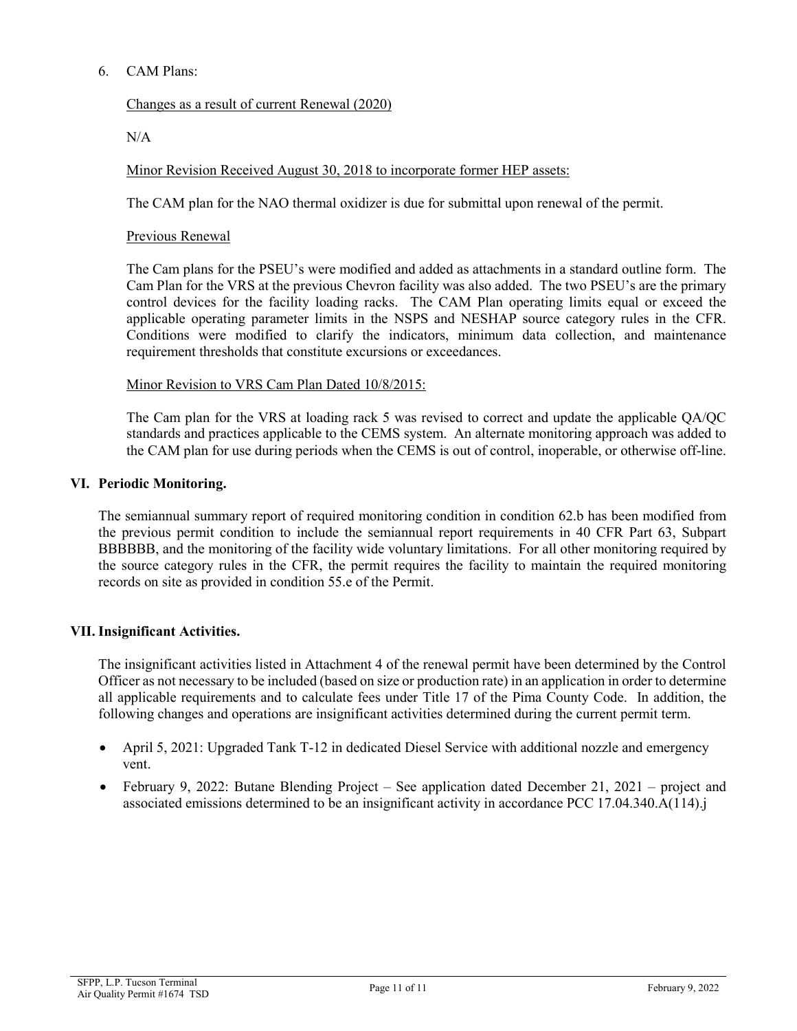6. CAM Plans:

   Changes as a result of current Renewal (2020)

   N/A

   Minor Revision Received August 30, 2018 to incorporate former HEP assets:

   The CAM plan for the NAO thermal oxidizer is due for submittal upon renewal of the permit.

   Previous Renewal

   The Cam plans for the PSEU's were modified and added as attachments in a standard outline form. The Cam Plan for the VRS at the previous Chevron facility was also added. The two PSEU's are the primary control devices for the facility loading racks. The CAM Plan operating limits equal or exceed the applicable operating parameter limits in the NSPS and NESHAP source category rules in the CFR. Conditions were modified to clarify the indicators, minimum data collection, and maintenance requirement thresholds that constitute excursions or exceedances.

   Minor Revision to VRS Cam Plan Dated 10/8/2015:

   The Cam plan for the VRS at loading rack 5 was revised to correct and update the applicable QA/QC standards and practices applicable to the CEMS system. An alternate monitoring approach was added to the CAM plan for use during periods when the CEMS is out of control, inoperable, or otherwise off-line.

## VI. Periodic Monitoring.

The semiannual summary report of required monitoring condition in condition 62.b has been modified from the previous permit condition to include the semiannual report requirements in 40 CFR Part 63, Subpart BBBBBB, and the monitoring of the facility wide voluntary limitations. For all other monitoring required by the source category rules in the CFR, the permit requires the facility to maintain the required monitoring records on site as provided in condition 55.e of the Permit.

## VII. Insignificant Activities.

The insignificant activities listed in Attachment 4 of the renewal permit have been determined by the Control Officer as not necessary to be included (based on size or production rate) in an application in order to determine all applicable requirements and to calculate fees under Title 17 of the Pima County Code. In addition, the following changes and operations are insignificant activities determined during the current permit term.

- April 5, 2021: Upgraded Tank T-12 in dedicated Diesel Service with additional nozzle and emergency vent.
- February 9, 2022: Butane Blending Project – See application dated December 21, 2021 – project and associated emissions determined to be an insignificant activity in accordance PCC 17.04.340.A(114).j